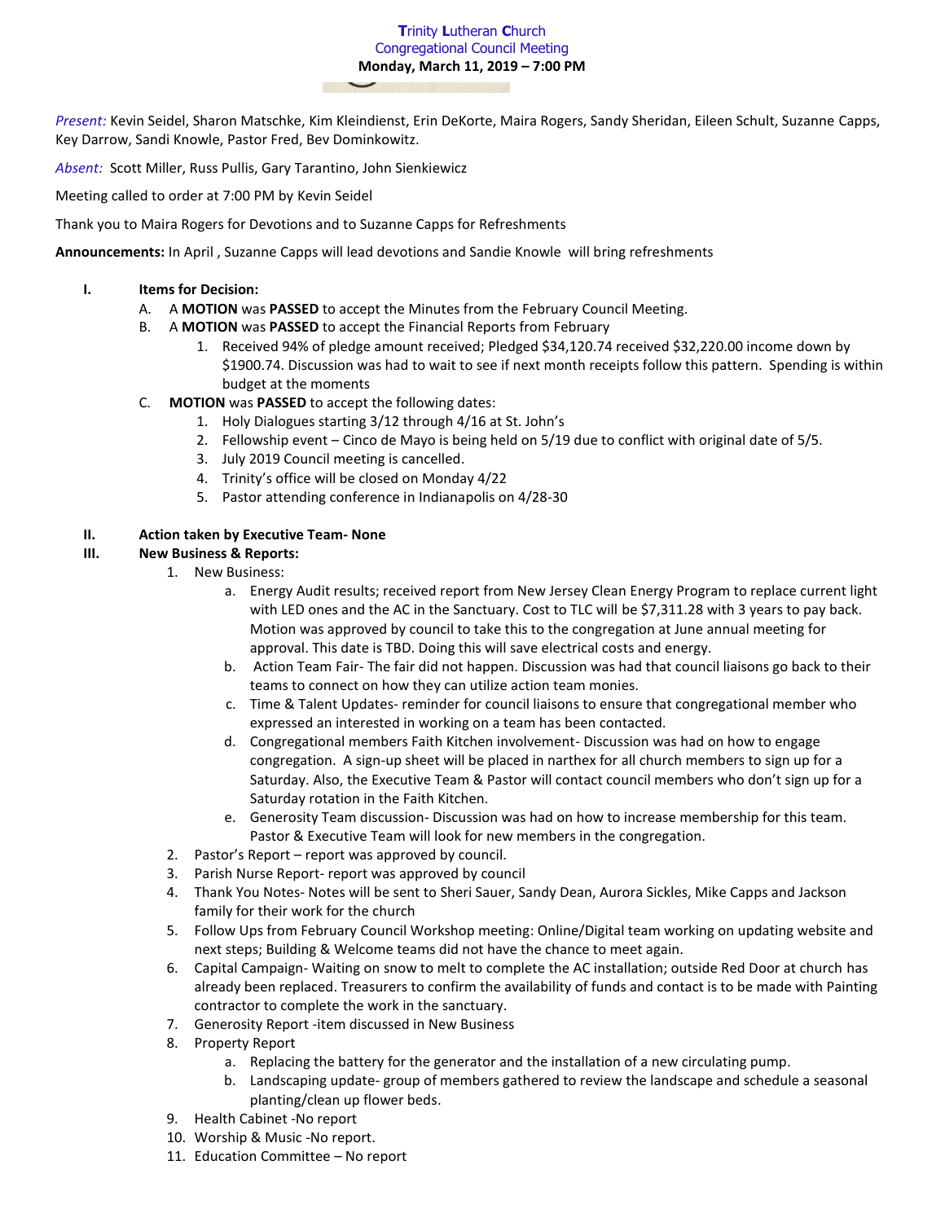**Trinity Lutheran Church**
**Congregational Council Meeting**
**Monday, March 11, 2019 – 7:00 PM**

*Present:* Kevin Seidel, Sharon Matschke, Kim Kleindienst, Erin DeKorte, Maira Rogers, Sandy Sheridan, Eileen Schult, Suzanne Capps, Key Darrow, Sandi Knowle, Pastor Fred, Bev Dominkowitz.

*Absent:* Scott Miller, Russ Pullis, Gary Tarantino, John Sienkiewicz

Meeting called to order at 7:00 PM by Kevin Seidel

Thank you to Maira Rogers for Devotions and to Suzanne Capps for Refreshments

**Announcements:** In April , Suzanne Capps will lead devotions and Sandie Knowle will bring refreshments

I. **Items for Decision:**
   A. A **MOTION** was **PASSED** to accept the Minutes from the February Council Meeting.
   B. A **MOTION** was **PASSED** to accept the Financial Reports from February
      1. Received 94% of pledge amount received; Pledged $34,120.74 received $32,220.00 income down by $1900.74. Discussion was had to wait to see if next month receipts follow this pattern. Spending is within budget at the moments
   C. **MOTION** was **PASSED** to accept the following dates:
      1. Holy Dialogues starting 3/12 through 4/16 at St. John's
      2. Fellowship event – Cinco de Mayo is being held on 5/19 due to conflict with original date of 5/5.
      3. July 2019 Council meeting is cancelled.
      4. Trinity's office will be closed on Monday 4/22
      5. Pastor attending conference in Indianapolis on 4/28-30

II. **Action taken by Executive Team- None**

III. **New Business & Reports:**
   1. New Business:
      a. Energy Audit results; received report from New Jersey Clean Energy Program to replace current light with LED ones and the AC in the Sanctuary. Cost to TLC will be $7,311.28 with 3 years to pay back. Motion was approved by council to take this to the congregation at June annual meeting for approval. This date is TBD. Doing this will save electrical costs and energy.
      b. Action Team Fair- The fair did not happen. Discussion was had that council liaisons go back to their teams to connect on how they can utilize action team monies.
      c. Time & Talent Updates- reminder for council liaisons to ensure that congregational member who expressed an interested in working on a team has been contacted.
      d. Congregational members Faith Kitchen involvement- Discussion was had on how to engage congregation. A sign-up sheet will be placed in narthex for all church members to sign up for a Saturday. Also, the Executive Team & Pastor will contact council members who don't sign up for a Saturday rotation in the Faith Kitchen.
      e. Generosity Team discussion- Discussion was had on how to increase membership for this team. Pastor & Executive Team will look for new members in the congregation.
   2. Pastor's Report – report was approved by council.
   3. Parish Nurse Report- report was approved by council
   4. Thank You Notes- Notes will be sent to Sheri Sauer, Sandy Dean, Aurora Sickles, Mike Capps and Jackson family for their work for the church
   5. Follow Ups from February Council Workshop meeting: Online/Digital team working on updating website and next steps; Building & Welcome teams did not have the chance to meet again.
   6. Capital Campaign- Waiting on snow to melt to complete the AC installation; outside Red Door at church has already been replaced. Treasurers to confirm the availability of funds and contact is to be made with Painting contractor to complete the work in the sanctuary.
   7. Generosity Report -item discussed in New Business
   8. Property Report
      a. Replacing the battery for the generator and the installation of a new circulating pump.
      b. Landscaping update- group of members gathered to review the landscape and schedule a seasonal planting/clean up flower beds.
   9. Health Cabinet -No report
   10. Worship & Music -No report.
   11. Education Committee – No report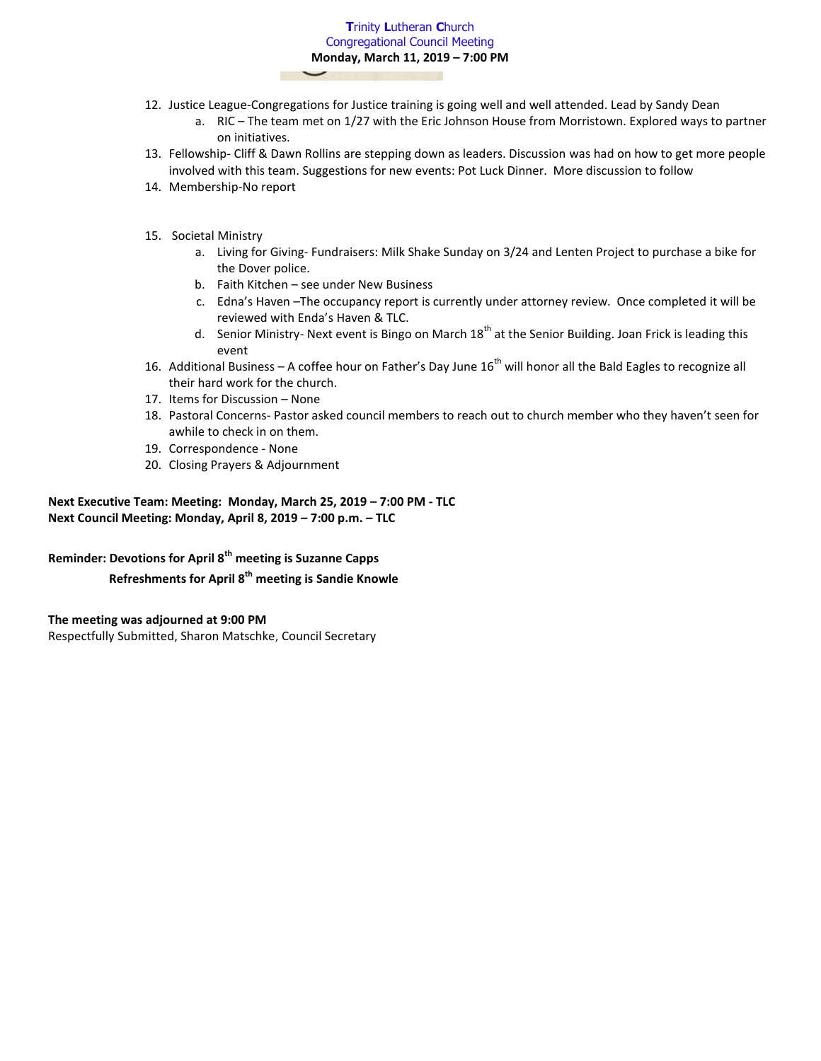12. Justice League-Congregations for Justice training is going well and well attended. Lead by Sandy Dean
    a. RIC – The team met on 1/27 with the Eric Johnson House from Morristown. Explored ways to partner on initiatives.
13. Fellowship- Cliff & Dawn Rollins are stepping down as leaders. Discussion was had on how to get more people involved with this team. Suggestions for new events: Pot Luck Dinner. More discussion to follow
14. Membership-No report

15. Societal Ministry
    a. Living for Giving- Fundraisers: Milk Shake Sunday on 3/24 and Lenten Project to purchase a bike for the Dover police.
    b. Faith Kitchen – see under New Business
    c. Edna's Haven –The occupancy report is currently under attorney review. Once completed it will be reviewed with Enda's Haven & TLC.
    d. Senior Ministry- Next event is Bingo on March 18th at the Senior Building. Joan Frick is leading this event
16. Additional Business – A coffee hour on Father's Day June 16th will honor all the Bald Eagles to recognize all their hard work for the church.
17. Items for Discussion – None
18. Pastoral Concerns- Pastor asked council members to reach out to church member who they haven't seen for awhile to check in on them.
19. Correspondence - None
20. Closing Prayers & Adjournment

**Next Executive Team: Meeting: Monday, March 25, 2019 – 7:00 PM - TLC**
**Next Council Meeting: Monday, April 8, 2019 – 7:00 p.m. – TLC**

**Reminder: Devotions for April 8th meeting is Suzanne Capps**
**Refreshments for April 8th meeting is Sandie Knowle**

**The meeting was adjourned at 9:00 PM**
Respectfully Submitted, Sharon Matschke, Council Secretary